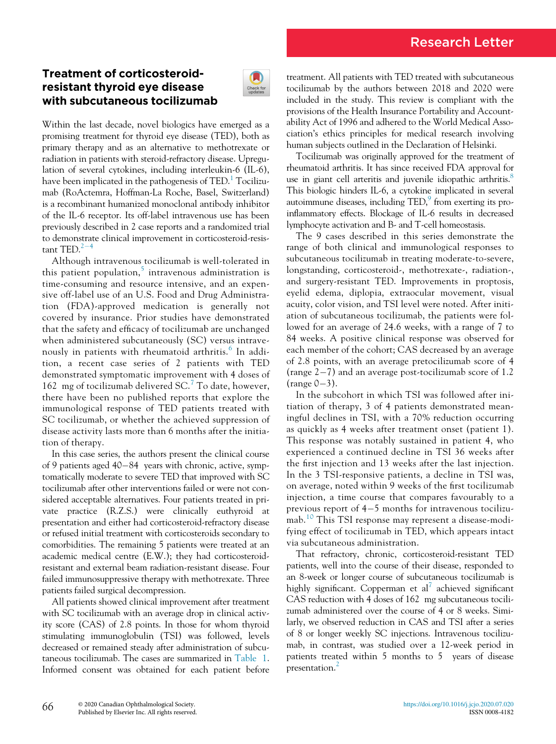Research Letter

# Treatment of corticosteroid-resistant thyroid eye disease with subcutaneous tocilizumab

Within the last decade, novel biologics have emerged as a promising treatment for thyroid eye disease (TED), both as primary therapy and as an alternative to methotrexate or radiation in patients with steroid-refractory disease. Upregulation of several cytokines, including interleukin-6 (IL-6), have been implicated in the pathogenesis of TED.[1] Tocilizumab (RoActemra, Hoffman-La Roche, Basel, Switzerland) is a recombinant humanized monoclonal antibody inhibitor of the IL-6 receptor. Its off-label intravenous use has been previously described in 2 case reports and a randomized trial to demonstrate clinical improvement in corticosteroid-resistant TED.[2–4]

Although intravenous tocilizumab is well-tolerated in this patient population,[5] intravenous administration is time-consuming and resource intensive, and an expensive off-label use of an U.S. Food and Drug Administration (FDA)-approved medication is generally not covered by insurance. Prior studies have demonstrated that the safety and efficacy of tocilizumab are unchanged when administered subcutaneously (SC) versus intravenously in patients with rheumatoid arthritis.[6] In addition, a recent case series of 2 patients with TED demonstrated symptomatic improvement with 4 doses of 162 mg of tocilizumab delivered SC.[7] To date, however, there have been no published reports that explore the immunological response of TED patients treated with SC tocilizumab, or whether the achieved suppression of disease activity lasts more than 6 months after the initiation of therapy.

In this case series, the authors present the clinical course of 9 patients aged 40−84 years with chronic, active, symptomatically moderate to severe TED that improved with SC tocilizumab after other interventions failed or were not considered acceptable alternatives. Four patients treated in private practice (R.Z.S.) were clinically euthyroid at presentation and either had corticosteroid-refractory disease or refused initial treatment with corticosteroids secondary to comorbidities. The remaining 5 patients were treated at an academic medical centre (E.W.); they had corticosteroid-resistant and external beam radiation-resistant disease. Four failed immunosuppressive therapy with methotrexate. Three patients failed surgical decompression.

All patients showed clinical improvement after treatment with SC tocilizumab with an average drop in clinical activity score (CAS) of 2.8 points. In those for whom thyroid stimulating immunoglobulin (TSI) was followed, levels decreased or remained steady after administration of subcutaneous tocilizumab. The cases are summarized in Table 1. Informed consent was obtained for each patient before treatment. All patients with TED treated with subcutaneous tocilizumab by the authors between 2018 and 2020 were included in the study. This review is compliant with the provisions of the Health Insurance Portability and Accountability Act of 1996 and adhered to the World Medical Association's ethics principles for medical research involving human subjects outlined in the Declaration of Helsinki.

Tocilizumab was originally approved for the treatment of rheumatoid arthritis. It has since received FDA approval for use in giant cell arteritis and juvenile idiopathic arthritis.[8] This biologic hinders IL-6, a cytokine implicated in several autoimmune diseases, including TED,[9] from exerting its pro-inflammatory effects. Blockage of IL-6 results in decreased lymphocyte activation and B- and T-cell homeostasis.

The 9 cases described in this series demonstrate the range of both clinical and immunological responses to subcutaneous tocilizumab in treating moderate-to-severe, longstanding, corticosteroid-, methotrexate-, radiation-, and surgery-resistant TED. Improvements in proptosis, eyelid edema, diplopia, extraocular movement, visual acuity, color vision, and TSI level were noted. After initiation of subcutaneous tocilizumab, the patients were followed for an average of 24.6 weeks, with a range of 7 to 84 weeks. A positive clinical response was observed for each member of the cohort; CAS decreased by an average of 2.8 points, with an average pretocilizumab score of 4 (range 2−7) and an average post-tocilizumab score of 1.2 (range 0−3).

In the subcohort in which TSI was followed after initiation of therapy, 3 of 4 patients demonstrated meaningful declines in TSI, with a 70% reduction occurring as quickly as 4 weeks after treatment onset (patient 1). This response was notably sustained in patient 4, who experienced a continued decline in TSI 36 weeks after the first injection and 13 weeks after the last injection. In the 3 TSI-responsive patients, a decline in TSI was, on average, noted within 9 weeks of the first tocilizumab injection, a time course that compares favourably to a previous report of 4−5 months for intravenous tocilizumab.[10] This TSI response may represent a disease-modifying effect of tocilizumab in TED, which appears intact via subcutaneous administration.

That refractory, chronic, corticosteroid-resistant TED patients, well into the course of their disease, responded to an 8-week or longer course of subcutaneous tocilizumab is highly significant. Copperman et al[7] achieved significant CAS reduction with 4 doses of 162 mg subcutaneous tocilizumab administered over the course of 4 or 8 weeks. Similarly, we observed reduction in CAS and TSI after a series of 8 or longer weekly SC injections. Intravenous tocilizumab, in contrast, was studied over a 12-week period in patients treated within 5 months to 5 years of disease presentation.[2]

© 2020 Canadian Ophthalmological Society. Published by Elsevier Inc. All rights reserved.

https://doi.org/10.1016/j.jcjo.2020.07.020
ISSN 0008-4182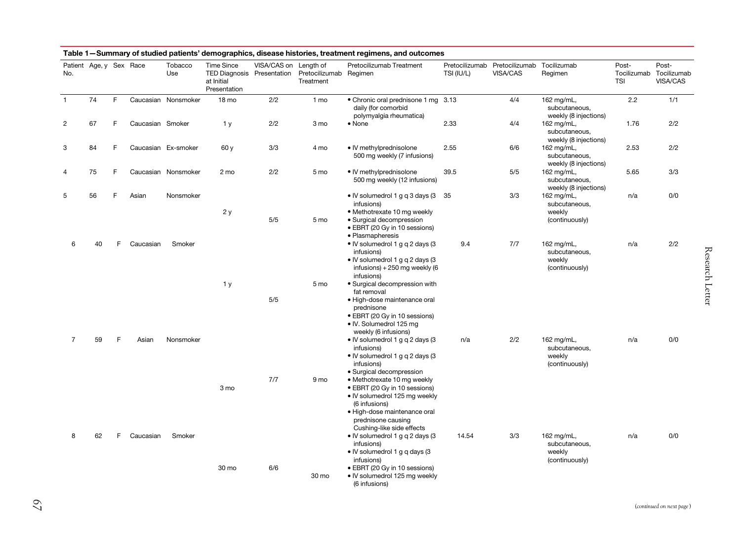**Table 1—Summary of studied patients' demographics, disease histories, treatment regimens, and outcomes**

| Patient No. | Age, y | Sex | Race | Tobacco Use | Time Since TED Diagnosis at Initial Presentation | VISA/CAS on Presentation | Length of Pretocilizumab Treatment | Pretocilizumab Treatment Regimen | Pretocilizumab TSI (IU/L) | Pretocilizumab VISA/CAS | Tocilizumab Regimen | Post-Tocilizumab TSI | Post-Tocilizumab VISA/CAS |
|---|---|---|---|---|---|---|---|---|---|---|---|---|---|
| 1 | 74 | F | Caucasian | Nonsmoker | 18 mo | 2/2 | 1 mo | • Chronic oral prednisone 1 mg daily (for comorbid polymyalgia rheumatica) | 3.13 | 4/4 | 162 mg/mL, subcutaneous, weekly (8 injections) | 2.2 | 1/1 |
| 2 | 67 | F | Caucasian | Smoker | 1 y | 2/2 | 3 mo | • None | 2.33 | 4/4 | 162 mg/mL, subcutaneous, weekly (8 injections) | 1.76 | 2/2 |
| 3 | 84 | F | Caucasian | Ex-smoker | 60 y | 3/3 | 4 mo | • IV methylprednisolone 500 mg weekly (7 infusions) | 2.55 | 6/6 | 162 mg/mL, subcutaneous, weekly (8 injections) | 2.53 | 2/2 |
| 4 | 75 | F | Caucasian | Nonsmoker | 2 mo | 2/2 | 5 mo | • IV methylprednisolone 500 mg weekly (12 infusions) | 39.5 | 5/5 | 162 mg/mL, subcutaneous, weekly (8 injections) | 5.65 | 3/3 |
| 5 | 56 | F | Asian | Nonsmoker | 2 y | 5/5 | 5 mo | • IV solumedrol 1 g q 3 days (3 infusions)<br>• Methotrexate 10 mg weekly<br>• Surgical decompression<br>• EBRT (20 Gy in 10 sessions)<br>• Plasmapheresis | 35 | 3/3 | 162 mg/mL, subcutaneous, weekly (continuously) | n/a | 0/0 |
| 6 | 40 | F | Caucasian | Smoker | 1 y | 5/5 | 5 mo | • IV solumedrol 1 g q 2 days (3 infusions)<br>• IV solumedrol 1 g q 2 days (3 infusions) + 250 mg weekly (6 infusions)<br>• Surgical decompression with fat removal<br>• High-dose maintenance oral prednisone<br>• EBRT (20 Gy in 10 sessions)<br>• IV. Solumedrol 125 mg weekly (6 infusions) | 9.4 | 7/7 | 162 mg/mL, subcutaneous, weekly (continuously) | n/a | 2/2 |
| 7 | 59 | F | Asian | Nonsmoker | 3 mo | 7/7 | 9 mo | • IV solumedrol 1 g q 2 days (3 infusions)<br>• IV solumedrol 1 g q 2 days (3 infusions)<br>• Surgical decompression<br>• Methotrexate 10 mg weekly<br>• EBRT (20 Gy in 10 sessions)<br>• IV solumedrol 125 mg weekly (6 infusions)<br>• High-dose maintenance oral prednisone causing Cushing-like side effects | n/a | 2/2 | 162 mg/mL, subcutaneous, weekly (continuously) | n/a | 0/0 |
| 8 | 62 | F | Caucasian | Smoker | 30 mo | 6/6 | 30 mo | • IV solumedrol 1 g q 2 days (3 infusions)<br>• IV solumedrol 1 g q days (3 infusions)<br>• EBRT (20 Gy in 10 sessions)<br>• IV solumedrol 125 mg weekly (6 infusions) | 14.54 | 3/3 | 162 mg/mL, subcutaneous, weekly (continuously) | n/a | 0/0 |

(*continued on next page*)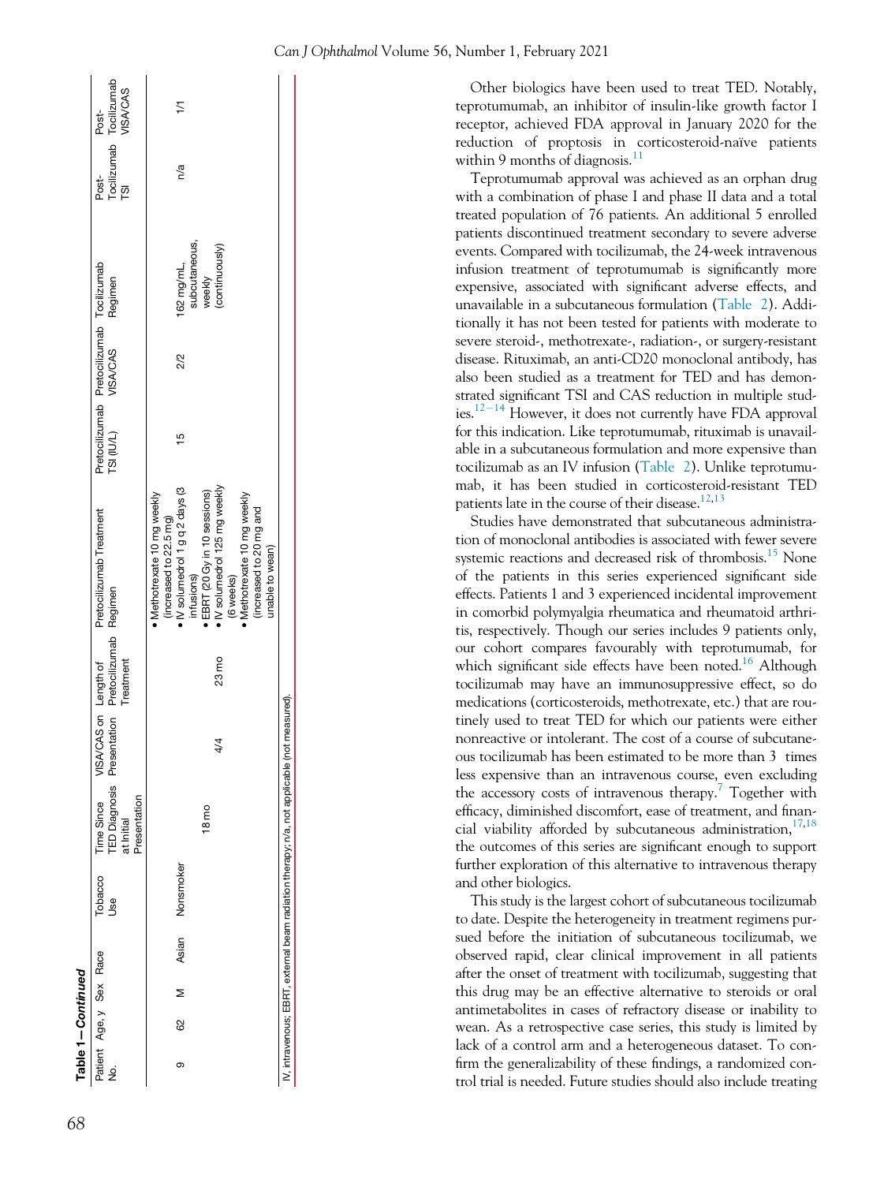**Table 1—Continued**

| Patient No. | Age, y | Sex | Race | Tobacco Use | Time Since TED Diagnosis at Initial Presentation | VISA/CAS on Presentation | Length of Pretocilizumab Treatment | Pretocilizumab Treatment Regimen | Pretocilizumab TSI (IU/L) | Pretocilizumab VISA/CAS | Tocilizumab Regimen | Post-Tocilizumab TSI | Post-Tocilizumab VISA/CAS |
|---|---|---|---|---|---|---|---|---|---|---|---|---|---|
| 9 | 62 | M | Asian | Nonsmoker | 18 mo | 4/4 | 23 mo | • Methotrexate 10 mg weekly (increased to 22.5 mg) • IV solumedrol 1 g q 2 days (3 infusions) • EBRT (20 Gy in 10 sessions) • IV solumedrol 125 mg weekly (6 weeks) • Methotrexate 10 mg weekly (increased to 20 mg and unable to wean) | 15 | 2/2 | 162 mg/mL, subcutaneous, weekly (continuously) | n/a | 1/1 |

IV, intravenous; EBRT, external beam radiation therapy; n/a, not applicable (not measured).

Other biologics have been used to treat TED. Notably, teprotumumab, an inhibitor of insulin-like growth factor I receptor, achieved FDA approval in January 2020 for the reduction of proptosis in corticosteroid-naïve patients within 9 months of diagnosis.[11]

Teprotumumab approval was achieved as an orphan drug with a combination of phase I and phase II data and a total treated population of 76 patients. An additional 5 enrolled patients discontinued treatment secondary to severe adverse events. Compared with tocilizumab, the 24-week intravenous infusion treatment of teprotumumab is significantly more expensive, associated with significant adverse effects, and unavailable in a subcutaneous formulation (Table 2). Additionally it has not been tested for patients with moderate to severe steroid-, methotrexate-, radiation-, or surgery-resistant disease. Rituximab, an anti-CD20 monoclonal antibody, has also been studied as a treatment for TED and has demonstrated significant TSI and CAS reduction in multiple studies.[12–14] However, it does not currently have FDA approval for this indication. Like teprotumumab, rituximab is unavailable in a subcutaneous formulation and more expensive than tocilizumab as an IV infusion (Table 2). Unlike teprotumumab, it has been studied in corticosteroid-resistant TED patients late in the course of their disease.[12,13]

Studies have demonstrated that subcutaneous administration of monoclonal antibodies is associated with fewer severe systemic reactions and decreased risk of thrombosis.[15] None of the patients in this series experienced significant side effects. Patients 1 and 3 experienced incidental improvement in comorbid polymyalgia rheumatica and rheumatoid arthritis, respectively. Though our series includes 9 patients only, our cohort compares favourably with teprotumumab, for which significant side effects have been noted.[16] Although tocilizumab may have an immunosuppressive effect, so do medications (corticosteroids, methotrexate, etc.) that are routinely used to treat TED for which our patients were either nonreactive or intolerant. The cost of a course of subcutaneous tocilizumab has been estimated to be more than 3 times less expensive than an intravenous course, even excluding the accessory costs of intravenous therapy.[7] Together with efficacy, diminished discomfort, ease of treatment, and financial viability afforded by subcutaneous administration,[17,18] the outcomes of this series are significant enough to support further exploration of this alternative to intravenous therapy and other biologics.

This study is the largest cohort of subcutaneous tocilizumab to date. Despite the heterogeneity in treatment regimens pursued before the initiation of subcutaneous tocilizumab, we observed rapid, clear clinical improvement in all patients after the onset of treatment with tocilizumab, suggesting that this drug may be an effective alternative to steroids or oral antimetabolites in cases of refractory disease or inability to wean. As a retrospective case series, this study is limited by lack of a control arm and a heterogeneous dataset. To confirm the generalizability of these findings, a randomized control trial is needed. Future studies should also include treating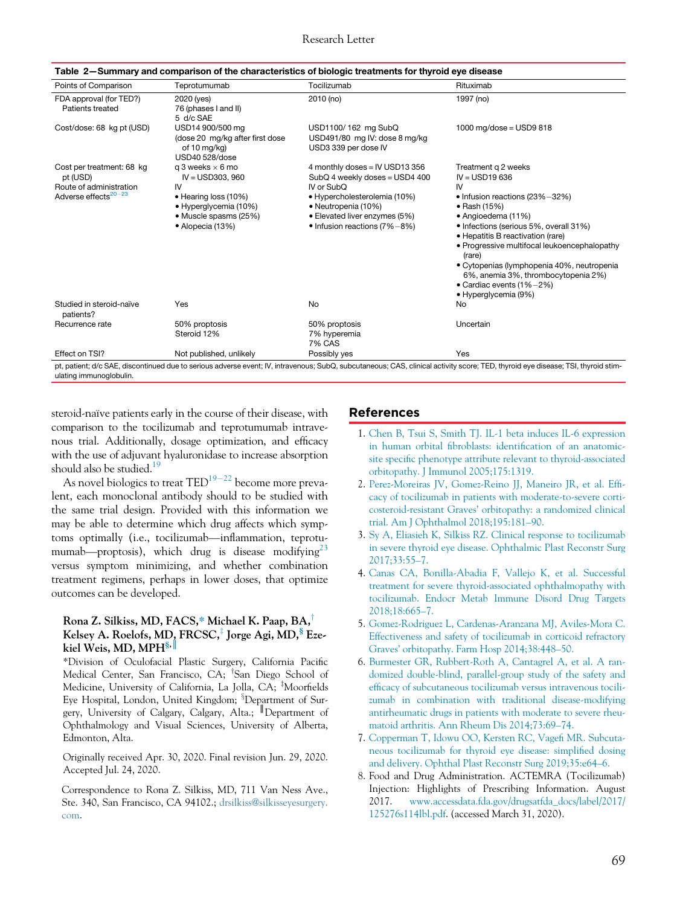**Table 2—Summary and comparison of the characteristics of biologic treatments for thyroid eye disease**

| Points of Comparison | Teprotumumab | Tocilizumab | Rituximab |
|---|---|---|---|
| FDA approval (for TED?)<br>Patients treated | 2020 (yes)<br>76 (phases I and II)<br>5 d/c SAE | 2010 (no) | 1997 (no) |
| Cost/dose: 68 kg pt (USD) | USD14 900/500 mg<br>(dose 20 mg/kg after first dose of 10 mg/kg)<br>USD40 528/dose | USD1100/ 162 mg SubQ<br>USD491/80 mg IV: dose 8 mg/kg<br>USD3 339 per dose IV | 1000 mg/dose = USD9 818 |
| Cost per treatment: 68 kg pt (USD) | q 3 weeks × 6 mo<br>IV = USD303, 960 | 4 monthly doses = IV USD13 356<br>SubQ 4 weekly doses = USD4 400 | Treatment q 2 weeks<br>IV = USD19 636 |
| Route of administration | IV | IV or SubQ | IV |
| Adverse effects[20–23] | • Hearing loss (10%)<br>• Hyperglycemia (10%)<br>• Muscle spasms (25%)<br>• Alopecia (13%) | • Hypercholesterolemia (10%)<br>• Neutropenia (10%)<br>• Elevated liver enzymes (5%)<br>• Infusion reactions (7%−8%) | • Infusion reactions (23%−32%)<br>• Rash (15%)<br>• Angioedema (11%)<br>• Infections (serious 5%, overall 31%)<br>• Hepatitis B reactivation (rare)<br>• Progressive multifocal leukoencephalopathy (rare)<br>• Cytopenias (lymphopenia 40%, neutropenia 6%, anemia 3%, thrombocytopenia 2%)<br>• Cardiac events (1%−2%)<br>• Hyperglycemia (9%) |
| Studied in steroid-naïve patients? | Yes | No | No |
| Recurrence rate | 50% proptosis<br>Steroid 12% | 50% proptosis<br>7% hyperemia<br>7% CAS | Uncertain |
| Effect on TSI? | Not published, unlikely | Possibly yes | Yes |

pt, patient; d/c SAE, discontinued due to serious adverse event; IV, intravenous; SubQ, subcutaneous; CAS, clinical activity score; TED, thyroid eye disease; TSI, thyroid stimulating immunoglobulin.

steroid-naïve patients early in the course of their disease, with comparison to the tocilizumab and teprotumumab intravenous trial. Additionally, dosage optimization, and efficacy with the use of adjuvant hyaluronidase to increase absorption should also be studied.[19]

As novel biologics to treat TED[19−22] become more prevalent, each monoclonal antibody should to be studied with the same trial design. Provided with this information we may be able to determine which drug affects which symptoms optimally (i.e., tocilizumab—inflammation, teprotumumab—proptosis), which drug is disease modifying[23] versus symptom minimizing, and whether combination treatment regimens, perhaps in lower doses, that optimize outcomes can be developed.

**Rona Z. Silkiss, MD, FACS,[*] Michael K. Paap, BA,[†] Kelsey A. Roelofs, MD, FRCSC,[‡] Jorge Agi, MD,[§] Ezekiel Weis, MD, MPH[§,‖]**

[*]Division of Oculofacial Plastic Surgery, California Pacific Medical Center, San Francisco, CA; [†]San Diego School of Medicine, University of California, La Jolla, CA; [‡]Moorfields Eye Hospital, London, United Kingdom; [§]Department of Surgery, University of Calgary, Calgary, Alta.; [‖]Department of Ophthalmology and Visual Sciences, University of Alberta, Edmonton, Alta.

Originally received Apr. 30, 2020. Final revision Jun. 29, 2020. Accepted Jul. 24, 2020.

Correspondence to Rona Z. Silkiss, MD, 711 Van Ness Ave., Ste. 340, San Francisco, CA 94102.; drsilkiss@silkisseyesurgery.com.

## References

1. Chen B, Tsui S, Smith TJ. IL-1 beta induces IL-6 expression in human orbital fibroblasts: identification of an anatomic-site specific phenotype attribute relevant to thyroid-associated orbitopathy. J Immunol 2005;175:1319.
2. Perez-Moreiras JV, Gomez-Reino JJ, Maneiro JR, et al. Efficacy of tocilizumab in patients with moderate-to-severe corticosteroid-resistant Graves' orbitopathy: a randomized clinical trial. Am J Ophthalmol 2018;195:181–90.
3. Sy A, Eliasieh K, Silkiss RZ. Clinical response to tocilizumab in severe thyroid eye disease. Ophthalmic Plast Reconstr Surg 2017;33:55–7.
4. Canas CA, Bonilla-Abadia F, Vallejo K, et al. Successful treatment for severe thyroid-associated ophthalmopathy with tocilizumab. Endocr Metab Immune Disord Drug Targets 2018;18:665–7.
5. Gomez-Rodriguez L, Cardenas-Aranzana MJ, Aviles-Mora C. Effectiveness and safety of tocilizumab in corticoid refractory Graves' orbitopathy. Farm Hosp 2014;38:448–50.
6. Burmester GR, Rubbert-Roth A, Cantagrel A, et al. A randomized double-blind, parallel-group study of the safety and efficacy of subcutaneous tocilizumab versus intravenous tocilizumab in combination with traditional disease-modifying antirheumatic drugs in patients with moderate to severe rheumatoid arthritis. Ann Rheum Dis 2014;73:69–74.
7. Copperman T, Idowu OO, Kersten RC, Vagefi MR. Subcutaneous tocilizumab for thyroid eye disease: simplified dosing and delivery. Ophthal Plast Reconstr Surg 2019;35:e64–6.
8. Food and Drug Administration. ACTEMRA (Tocilizumab) Injection: Highlights of Prescribing Information. August 2017. www.accessdata.fda.gov/drugsatfda_docs/label/2017/125276s114lbl.pdf. (accessed March 31, 2020).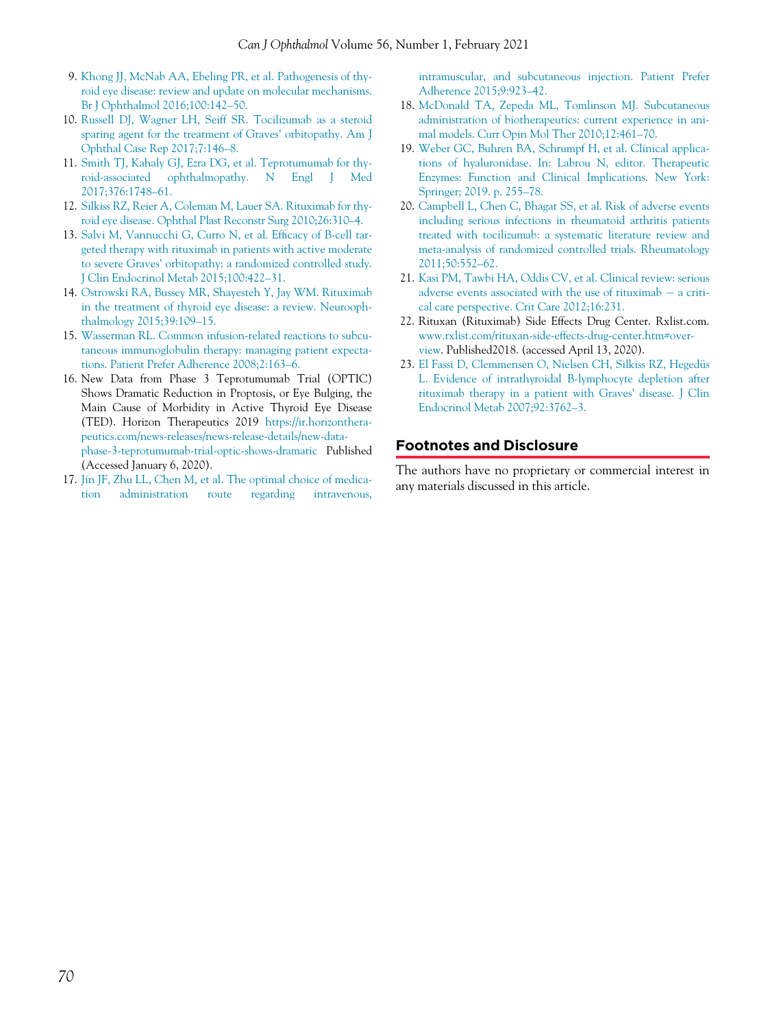9. Khong JJ, McNab AA, Ebeling PR, et al. Pathogenesis of thyroid eye disease: review and update on molecular mechanisms. Br J Ophthalmol 2016;100:142–50.
10. Russell DJ, Wagner LH, Seiff SR. Tocilizumab as a steroid sparing agent for the treatment of Graves' orbitopathy. Am J Ophthal Case Rep 2017;7:146–8.
11. Smith TJ, Kahaly GJ, Ezra DG, et al. Teprotumumab for thyroid-associated ophthalmopathy. N Engl J Med 2017;376:1748–61.
12. Silkiss RZ, Reier A, Coleman M, Lauer SA. Rituximab for thyroid eye disease. Ophthal Plast Reconstr Surg 2010;26:310–4.
13. Salvi M, Vannucchi G, Currò N, et al. Efficacy of B-cell targeted therapy with rituximab in patients with active moderate to severe Graves' orbitopathy: a randomized controlled study. J Clin Endocrinol Metab 2015;100:422–31.
14. Ostrowski RA, Bussey MR, Shayesteh Y, Jay WM. Rituximab in the treatment of thyroid eye disease: a review. Neuroophthalmology 2015;39:109–15.
15. Wasserman RL. Common infusion-related reactions to subcutaneous immunoglobulin therapy: managing patient expectations. Patient Prefer Adherence 2008;2:163–6.
16. New Data from Phase 3 Teprotumumab Trial (OPTIC) Shows Dramatic Reduction in Proptosis, or Eye Bulging, the Main Cause of Morbidity in Active Thyroid Eye Disease (TED). Horizon Therapeutics 2019 https://ir.horizontherapeutics.com/news-releases/news-release-details/new-data-phase-3-teprotumumab-trial-optic-shows-dramatic Published (Accessed January 6, 2020).
17. Jin JF, Zhu LL, Chen M, et al. The optimal choice of medication administration route regarding intravenous, intramuscular, and subcutaneous injection. Patient Prefer Adherence 2015;9:923–42.
18. McDonald TA, Zepeda ML, Tomlinson MJ. Subcutaneous administration of biotherapeutics: current experience in animal models. Curr Opin Mol Ther 2010;12:461–70.
19. Weber GC, Buhren BA, Schrumpf H, et al. Clinical applications of hyaluronidase. In: Labrou N, editor. Therapeutic Enzymes: Function and Clinical Implications. New York: Springer; 2019. p. 255–78.
20. Campbell L, Chen C, Bhagat SS, et al. Risk of adverse events including serious infections in rheumatoid arthritis patients treated with tocilizumab: a systematic literature review and meta-analysis of randomized controlled trials. Rheumatology 2011;50:552–62.
21. Kasi PM, Tawbi HA, Oddis CV, et al. Clinical review: serious adverse events associated with the use of rituximab — a critical care perspective. Crit Care 2012;16:231.
22. Rituxan (Rituximab) Side Effects Drug Center. Rxlist.com. www.rxlist.com/rituxan-side-effects-drug-center.htm#overview. Published2018. (accessed April 13, 2020).
23. El Fassi D, Clemmensen O, Nielsen CH, Silkiss RZ, Hegedüs L. Evidence of intrathyroidal B-lymphocyte depletion after rituximab therapy in a patient with Graves' disease. J Clin Endocrinol Metab 2007;92:3762–3.

## Footnotes and Disclosure

The authors have no proprietary or commercial interest in any materials discussed in this article.